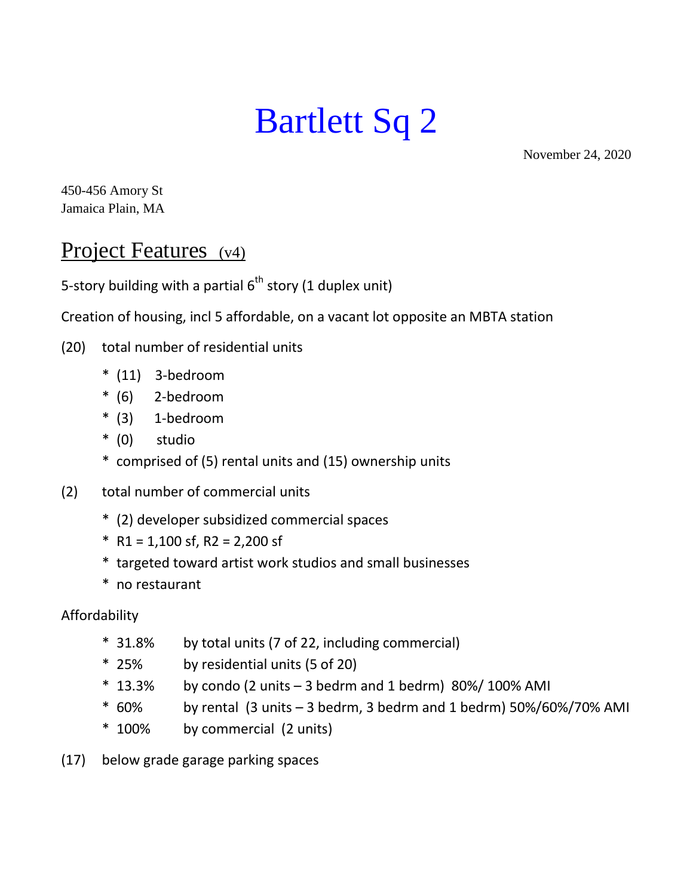# Bartlett Sq 2

November 24, 2020

450-456 Amory St
Jamaica Plain, MA

## Project Features (v4)

5-story building with a partial $6^{th}$ story (1 duplex unit)

Creation of housing, incl 5 affordable, on a vacant lot opposite an MBTA station

(20) total number of residential units

- (11) 3-bedroom
- (6) 2-bedroom
- (3) 1-bedroom
- (0) studio
- comprised of (5) rental units and (15) ownership units

(2) total number of commercial units

- (2) developer subsidized commercial spaces
- R1 = 1,100 sf, R2 = 2,200 sf
- targeted toward artist work studios and small businesses
- no restaurant

Affordability

- 31.8% by total units (7 of 22, including commercial)
- 25% by residential units (5 of 20)
- 13.3% by condo (2 units – 3 bedrm and 1 bedrm) 80%/ 100% AMI
- 60% by rental (3 units – 3 bedrm, 3 bedrm and 1 bedrm) 50%/60%/70% AMI
- 100% by commercial (2 units)

(17) below grade garage parking spaces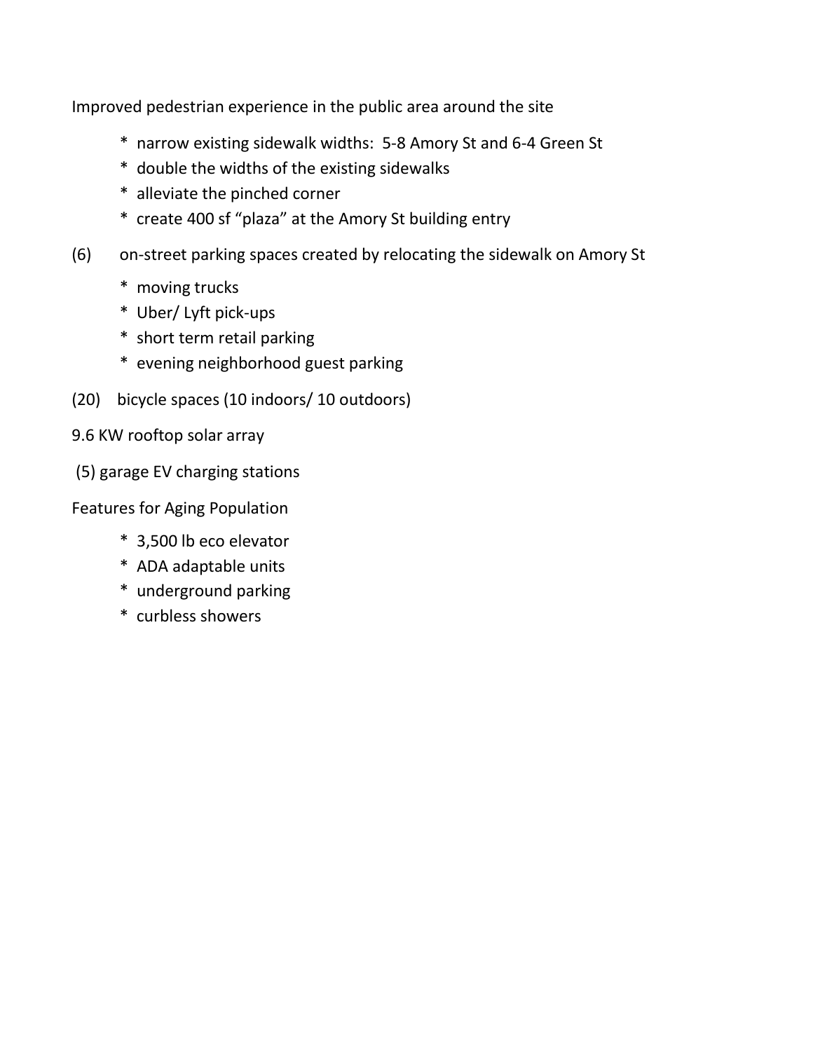Improved pedestrian experience in the public area around the site

* narrow existing sidewalk widths: 5-8 Amory St and 6-4 Green St
* double the widths of the existing sidewalks
* alleviate the pinched corner
* create 400 sf "plaza" at the Amory St building entry

(6) on-street parking spaces created by relocating the sidewalk on Amory St

* moving trucks
* Uber/ Lyft pick-ups
* short term retail parking
* evening neighborhood guest parking

(20) bicycle spaces (10 indoors/ 10 outdoors)

9.6 KW rooftop solar array

(5) garage EV charging stations

Features for Aging Population

* 3,500 lb eco elevator
* ADA adaptable units
* underground parking
* curbless showers